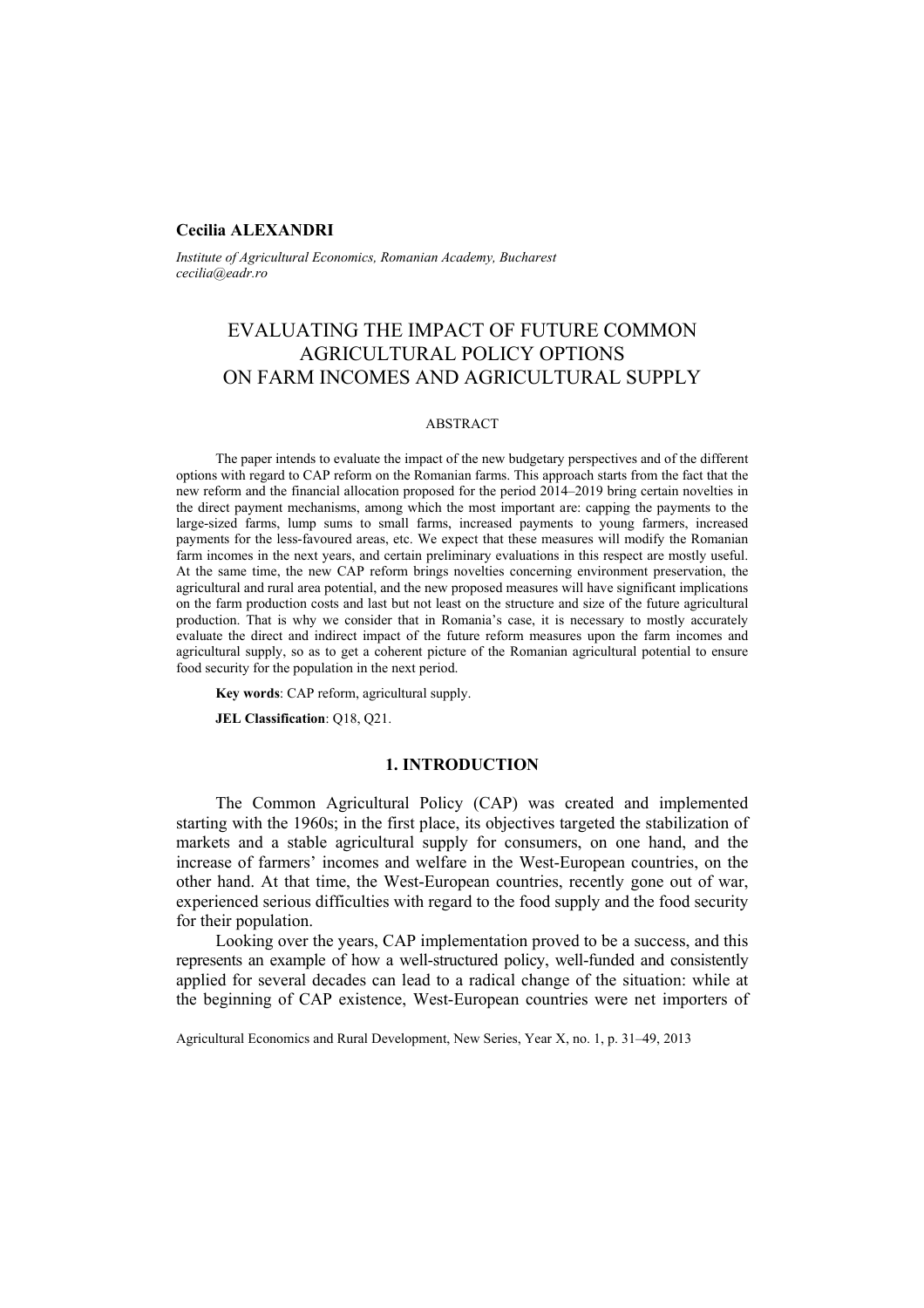**Cecilia ALEXANDRI**

*Institute of Agricultural Economics, Romanian Academy, Bucharest*
*cecilia@eadr.ro*

# EVALUATING THE IMPACT OF FUTURE COMMON AGRICULTURAL POLICY OPTIONS ON FARM INCOMES AND AGRICULTURAL SUPPLY

## ABSTRACT

The paper intends to evaluate the impact of the new budgetary perspectives and of the different options with regard to CAP reform on the Romanian farms. This approach starts from the fact that the new reform and the financial allocation proposed for the period 2014–2019 bring certain novelties in the direct payment mechanisms, among which the most important are: capping the payments to the large-sized farms, lump sums to small farms, increased payments to young farmers, increased payments for the less-favoured areas, etc. We expect that these measures will modify the Romanian farm incomes in the next years, and certain preliminary evaluations in this respect are mostly useful. At the same time, the new CAP reform brings novelties concerning environment preservation, the agricultural and rural area potential, and the new proposed measures will have significant implications on the farm production costs and last but not least on the structure and size of the future agricultural production. That is why we consider that in Romania's case, it is necessary to mostly accurately evaluate the direct and indirect impact of the future reform measures upon the farm incomes and agricultural supply, so as to get a coherent picture of the Romanian agricultural potential to ensure food security for the population in the next period.

**Key words**: CAP reform, agricultural supply.

**JEL Classification**: Q18, Q21.

## 1. INTRODUCTION

The Common Agricultural Policy (CAP) was created and implemented starting with the 1960s; in the first place, its objectives targeted the stabilization of markets and a stable agricultural supply for consumers, on one hand, and the increase of farmers' incomes and welfare in the West-European countries, on the other hand. At that time, the West-European countries, recently gone out of war, experienced serious difficulties with regard to the food supply and the food security for their population.

Looking over the years, CAP implementation proved to be a success, and this represents an example of how a well-structured policy, well-funded and consistently applied for several decades can lead to a radical change of the situation: while at the beginning of CAP existence, West-European countries were net importers of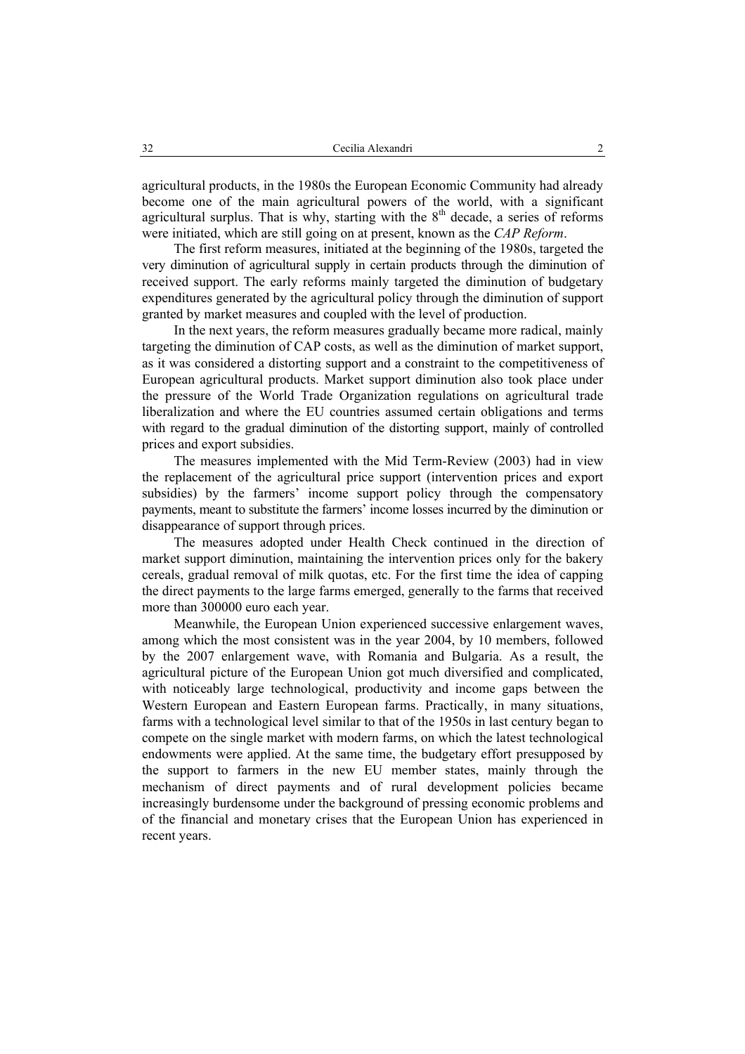agricultural products, in the 1980s the European Economic Community had already become one of the main agricultural powers of the world, with a significant agricultural surplus. That is why, starting with the 8th decade, a series of reforms were initiated, which are still going on at present, known as the *CAP Reform*.

The first reform measures, initiated at the beginning of the 1980s, targeted the very diminution of agricultural supply in certain products through the diminution of received support. The early reforms mainly targeted the diminution of budgetary expenditures generated by the agricultural policy through the diminution of support granted by market measures and coupled with the level of production.

In the next years, the reform measures gradually became more radical, mainly targeting the diminution of CAP costs, as well as the diminution of market support, as it was considered a distorting support and a constraint to the competitiveness of European agricultural products. Market support diminution also took place under the pressure of the World Trade Organization regulations on agricultural trade liberalization and where the EU countries assumed certain obligations and terms with regard to the gradual diminution of the distorting support, mainly of controlled prices and export subsidies.

The measures implemented with the Mid Term-Review (2003) had in view the replacement of the agricultural price support (intervention prices and export subsidies) by the farmers' income support policy through the compensatory payments, meant to substitute the farmers' income losses incurred by the diminution or disappearance of support through prices.

The measures adopted under Health Check continued in the direction of market support diminution, maintaining the intervention prices only for the bakery cereals, gradual removal of milk quotas, etc. For the first time the idea of capping the direct payments to the large farms emerged, generally to the farms that received more than 300000 euro each year.

Meanwhile, the European Union experienced successive enlargement waves, among which the most consistent was in the year 2004, by 10 members, followed by the 2007 enlargement wave, with Romania and Bulgaria. As a result, the agricultural picture of the European Union got much diversified and complicated, with noticeably large technological, productivity and income gaps between the Western European and Eastern European farms. Practically, in many situations, farms with a technological level similar to that of the 1950s in last century began to compete on the single market with modern farms, on which the latest technological endowments were applied. At the same time, the budgetary effort presupposed by the support to farmers in the new EU member states, mainly through the mechanism of direct payments and of rural development policies became increasingly burdensome under the background of pressing economic problems and of the financial and monetary crises that the European Union has experienced in recent years.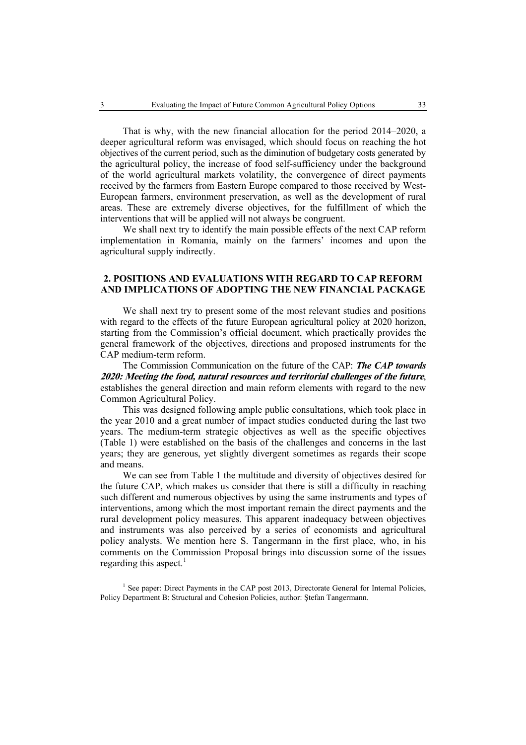That is why, with the new financial allocation for the period 2014–2020, a deeper agricultural reform was envisaged, which should focus on reaching the hot objectives of the current period, such as the diminution of budgetary costs generated by the agricultural policy, the increase of food self-sufficiency under the background of the world agricultural markets volatility, the convergence of direct payments received by the farmers from Eastern Europe compared to those received by West-European farmers, environment preservation, as well as the development of rural areas. These are extremely diverse objectives, for the fulfillment of which the interventions that will be applied will not always be congruent.

We shall next try to identify the main possible effects of the next CAP reform implementation in Romania, mainly on the farmers' incomes and upon the agricultural supply indirectly.

## 2. POSITIONS AND EVALUATIONS WITH REGARD TO CAP REFORM AND IMPLICATIONS OF ADOPTING THE NEW FINANCIAL PACKAGE

We shall next try to present some of the most relevant studies and positions with regard to the effects of the future European agricultural policy at 2020 horizon, starting from the Commission's official document, which practically provides the general framework of the objectives, directions and proposed instruments for the CAP medium-term reform.

The Commission Communication on the future of the CAP: ***The CAP towards 2020: Meeting the food, natural resources and territorial challenges of the future***, establishes the general direction and main reform elements with regard to the new Common Agricultural Policy.

This was designed following ample public consultations, which took place in the year 2010 and a great number of impact studies conducted during the last two years. The medium-term strategic objectives as well as the specific objectives (Table 1) were established on the basis of the challenges and concerns in the last years; they are generous, yet slightly divergent sometimes as regards their scope and means.

We can see from Table 1 the multitude and diversity of objectives desired for the future CAP, which makes us consider that there is still a difficulty in reaching such different and numerous objectives by using the same instruments and types of interventions, among which the most important remain the direct payments and the rural development policy measures. This apparent inadequacy between objectives and instruments was also perceived by a series of economists and agricultural policy analysts. We mention here S. Tangermann in the first place, who, in his comments on the Commission Proposal brings into discussion some of the issues regarding this aspect.[1]

[1] See paper: Direct Payments in the CAP post 2013, Directorate General for Internal Policies, Policy Department B: Structural and Cohesion Policies, author: Ştefan Tangermann.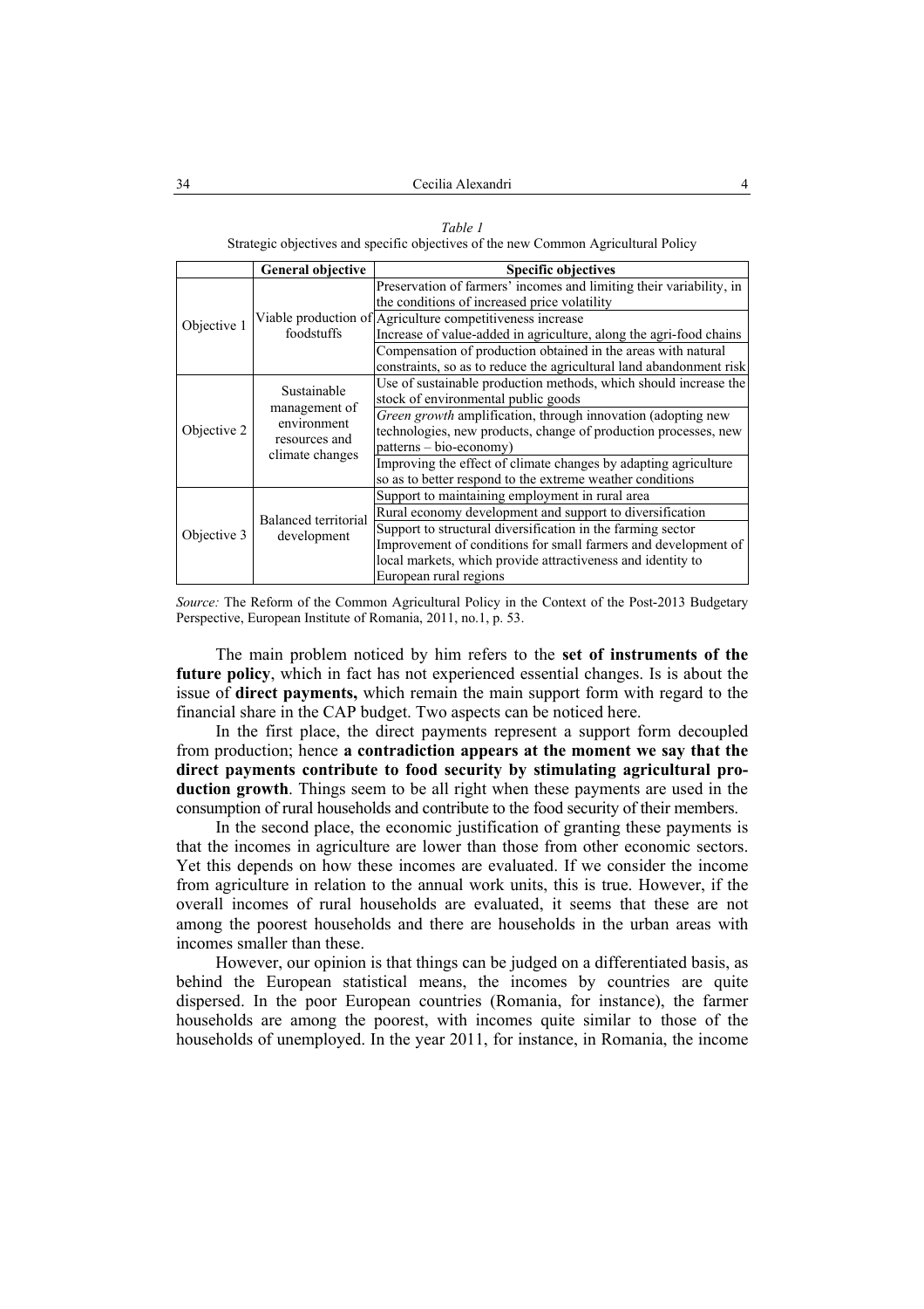*Table 1*

Strategic objectives and specific objectives of the new Common Agricultural Policy

| | General objective | Specific objectives |
|---|---|---|
| Objective 1 | Viable production of foodstuffs | Preservation of farmers' incomes and limiting their variability, in the conditions of increased price volatility |
| | | Agriculture competitiveness increase<br>Increase of value-added in agriculture, along the agri-food chains |
| | | Compensation of production obtained in the areas with natural constraints, so as to reduce the agricultural land abandonment risk |
| Objective 2 | Sustainable management of environment resources and climate changes | Use of sustainable production methods, which should increase the stock of environmental public goods |
| | | *Green growth* amplification, through innovation (adopting new technologies, new products, change of production processes, new patterns – bio-economy) |
| | | Improving the effect of climate changes by adapting agriculture so as to better respond to the extreme weather conditions |
| Objective 3 | Balanced territorial development | Support to maintaining employment in rural area |
| | | Rural economy development and support to diversification |
| | | Support to structural diversification in the farming sector<br>Improvement of conditions for small farmers and development of local markets, which provide attractiveness and identity to European rural regions |

*Source:* The Reform of the Common Agricultural Policy in the Context of the Post-2013 Budgetary Perspective, European Institute of Romania, 2011, no.1, p. 53.

The main problem noticed by him refers to the **set of instruments of the future policy**, which in fact has not experienced essential changes. Is is about the issue of **direct payments,** which remain the main support form with regard to the financial share in the CAP budget. Two aspects can be noticed here.

In the first place, the direct payments represent a support form decoupled from production; hence **a contradiction appears at the moment we say that the direct payments contribute to food security by stimulating agricultural production growth**. Things seem to be all right when these payments are used in the consumption of rural households and contribute to the food security of their members.

In the second place, the economic justification of granting these payments is that the incomes in agriculture are lower than those from other economic sectors. Yet this depends on how these incomes are evaluated. If we consider the income from agriculture in relation to the annual work units, this is true. However, if the overall incomes of rural households are evaluated, it seems that these are not among the poorest households and there are households in the urban areas with incomes smaller than these.

However, our opinion is that things can be judged on a differentiated basis, as behind the European statistical means, the incomes by countries are quite dispersed. In the poor European countries (Romania, for instance), the farmer households are among the poorest, with incomes quite similar to those of the households of unemployed. In the year 2011, for instance, in Romania, the income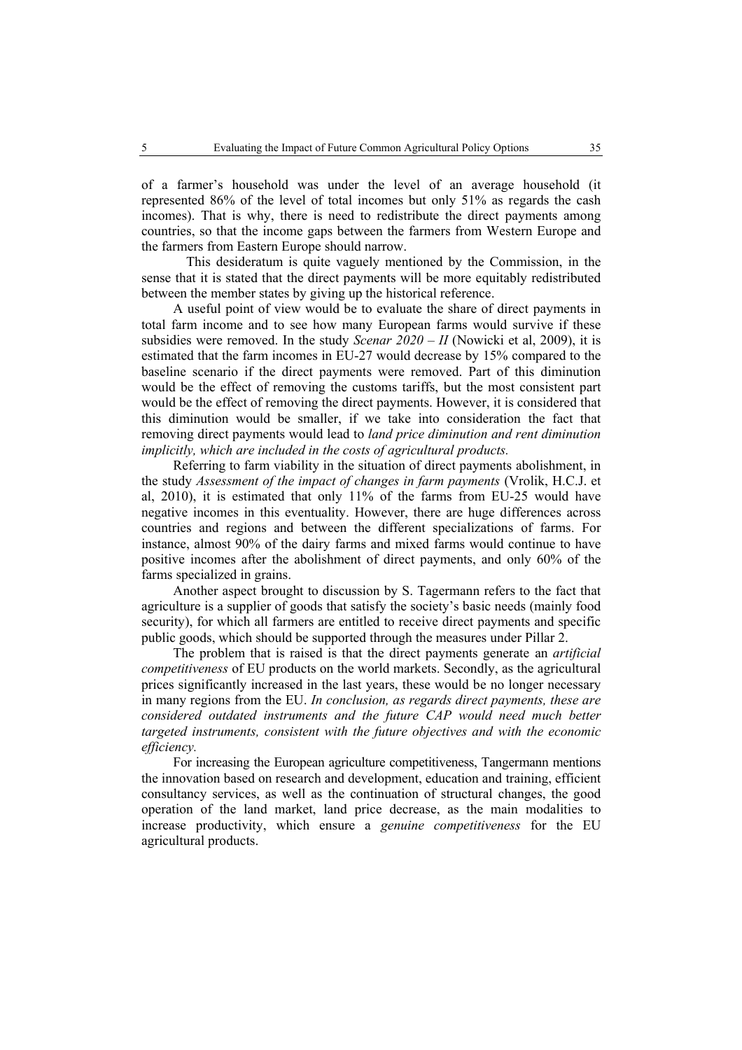of a farmer's household was under the level of an average household (it represented 86% of the level of total incomes but only 51% as regards the cash incomes). That is why, there is need to redistribute the direct payments among countries, so that the income gaps between the farmers from Western Europe and the farmers from Eastern Europe should narrow.

This desideratum is quite vaguely mentioned by the Commission, in the sense that it is stated that the direct payments will be more equitably redistributed between the member states by giving up the historical reference.

A useful point of view would be to evaluate the share of direct payments in total farm income and to see how many European farms would survive if these subsidies were removed. In the study *Scenar 2020 – II* (Nowicki et al, 2009), it is estimated that the farm incomes in EU-27 would decrease by 15% compared to the baseline scenario if the direct payments were removed. Part of this diminution would be the effect of removing the customs tariffs, but the most consistent part would be the effect of removing the direct payments. However, it is considered that this diminution would be smaller, if we take into consideration the fact that removing direct payments would lead to *land price diminution and rent diminution implicitly, which are included in the costs of agricultural products.*

Referring to farm viability in the situation of direct payments abolishment, in the study *Assessment of the impact of changes in farm payments* (Vrolik, H.C.J. et al, 2010), it is estimated that only 11% of the farms from EU-25 would have negative incomes in this eventuality. However, there are huge differences across countries and regions and between the different specializations of farms. For instance, almost 90% of the dairy farms and mixed farms would continue to have positive incomes after the abolishment of direct payments, and only 60% of the farms specialized in grains.

Another aspect brought to discussion by S. Tagermann refers to the fact that agriculture is a supplier of goods that satisfy the society's basic needs (mainly food security), for which all farmers are entitled to receive direct payments and specific public goods, which should be supported through the measures under Pillar 2.

The problem that is raised is that the direct payments generate an *artificial competitiveness* of EU products on the world markets. Secondly, as the agricultural prices significantly increased in the last years, these would be no longer necessary in many regions from the EU. *In conclusion, as regards direct payments, these are considered outdated instruments and the future CAP would need much better targeted instruments, consistent with the future objectives and with the economic efficiency.*

For increasing the European agriculture competitiveness, Tangermann mentions the innovation based on research and development, education and training, efficient consultancy services, as well as the continuation of structural changes, the good operation of the land market, land price decrease, as the main modalities to increase productivity, which ensure a *genuine competitiveness* for the EU agricultural products.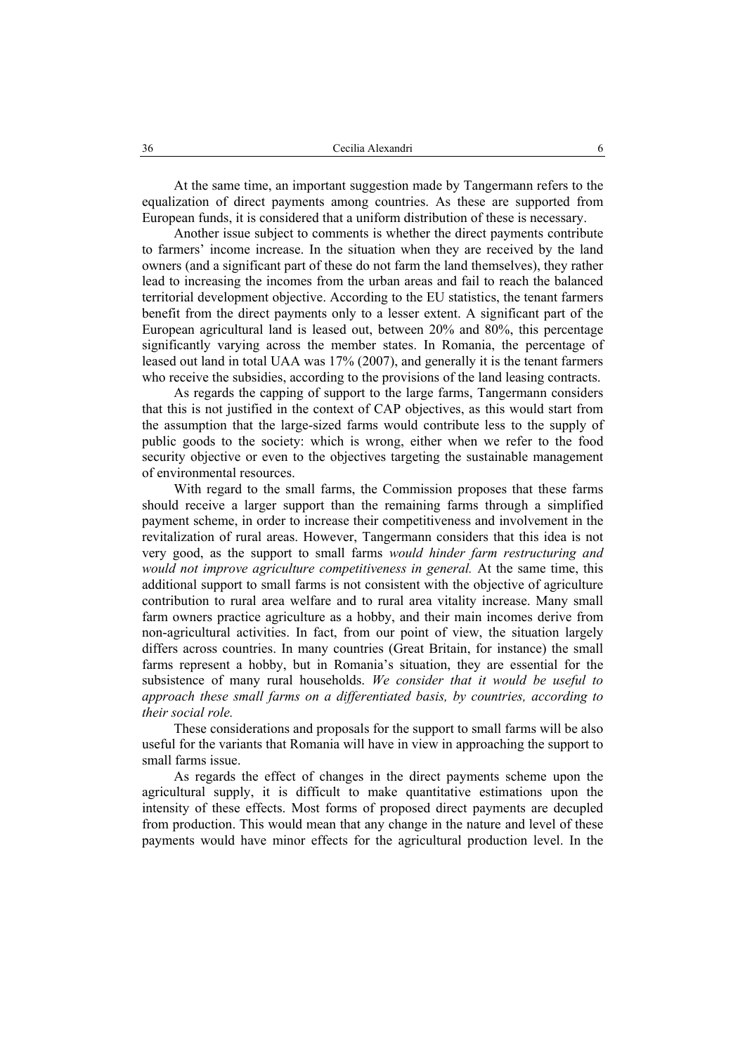At the same time, an important suggestion made by Tangermann refers to the equalization of direct payments among countries. As these are supported from European funds, it is considered that a uniform distribution of these is necessary.

Another issue subject to comments is whether the direct payments contribute to farmers' income increase. In the situation when they are received by the land owners (and a significant part of these do not farm the land themselves), they rather lead to increasing the incomes from the urban areas and fail to reach the balanced territorial development objective. According to the EU statistics, the tenant farmers benefit from the direct payments only to a lesser extent. A significant part of the European agricultural land is leased out, between 20% and 80%, this percentage significantly varying across the member states. In Romania, the percentage of leased out land in total UAA was 17% (2007), and generally it is the tenant farmers who receive the subsidies, according to the provisions of the land leasing contracts.

As regards the capping of support to the large farms, Tangermann considers that this is not justified in the context of CAP objectives, as this would start from the assumption that the large-sized farms would contribute less to the supply of public goods to the society: which is wrong, either when we refer to the food security objective or even to the objectives targeting the sustainable management of environmental resources.

With regard to the small farms, the Commission proposes that these farms should receive a larger support than the remaining farms through a simplified payment scheme, in order to increase their competitiveness and involvement in the revitalization of rural areas. However, Tangermann considers that this idea is not very good, as the support to small farms *would hinder farm restructuring and would not improve agriculture competitiveness in general.* At the same time, this additional support to small farms is not consistent with the objective of agriculture contribution to rural area welfare and to rural area vitality increase. Many small farm owners practice agriculture as a hobby, and their main incomes derive from non-agricultural activities. In fact, from our point of view, the situation largely differs across countries. In many countries (Great Britain, for instance) the small farms represent a hobby, but in Romania's situation, they are essential for the subsistence of many rural households. *We consider that it would be useful to approach these small farms on a differentiated basis, by countries, according to their social role.*

These considerations and proposals for the support to small farms will be also useful for the variants that Romania will have in view in approaching the support to small farms issue.

As regards the effect of changes in the direct payments scheme upon the agricultural supply, it is difficult to make quantitative estimations upon the intensity of these effects. Most forms of proposed direct payments are decupled from production. This would mean that any change in the nature and level of these payments would have minor effects for the agricultural production level. In the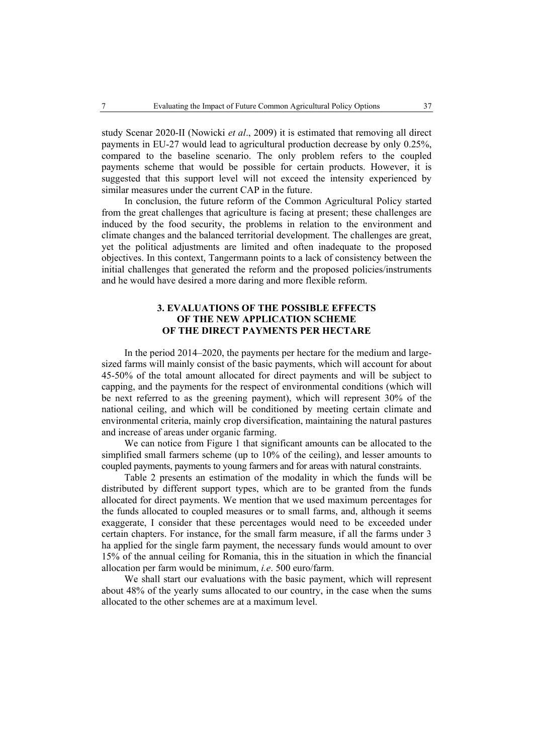study Scenar 2020-II (Nowicki *et al*., 2009) it is estimated that removing all direct payments in EU-27 would lead to agricultural production decrease by only 0.25%, compared to the baseline scenario. The only problem refers to the coupled payments scheme that would be possible for certain products. However, it is suggested that this support level will not exceed the intensity experienced by similar measures under the current CAP in the future.

In conclusion, the future reform of the Common Agricultural Policy started from the great challenges that agriculture is facing at present; these challenges are induced by the food security, the problems in relation to the environment and climate changes and the balanced territorial development. The challenges are great, yet the political adjustments are limited and often inadequate to the proposed objectives. In this context, Tangermann points to a lack of consistency between the initial challenges that generated the reform and the proposed policies/instruments and he would have desired a more daring and more flexible reform.

## 3. EVALUATIONS OF THE POSSIBLE EFFECTS OF THE NEW APPLICATION SCHEME OF THE DIRECT PAYMENTS PER HECTARE

In the period 2014–2020, the payments per hectare for the medium and large-sized farms will mainly consist of the basic payments, which will account for about 45-50% of the total amount allocated for direct payments and will be subject to capping, and the payments for the respect of environmental conditions (which will be next referred to as the greening payment), which will represent 30% of the national ceiling, and which will be conditioned by meeting certain climate and environmental criteria, mainly crop diversification, maintaining the natural pastures and increase of areas under organic farming.

We can notice from Figure 1 that significant amounts can be allocated to the simplified small farmers scheme (up to 10% of the ceiling), and lesser amounts to coupled payments, payments to young farmers and for areas with natural constraints.

Table 2 presents an estimation of the modality in which the funds will be distributed by different support types, which are to be granted from the funds allocated for direct payments. We mention that we used maximum percentages for the funds allocated to coupled measures or to small farms, and, although it seems exaggerate, I consider that these percentages would need to be exceeded under certain chapters. For instance, for the small farm measure, if all the farms under 3 ha applied for the single farm payment, the necessary funds would amount to over 15% of the annual ceiling for Romania, this in the situation in which the financial allocation per farm would be minimum, *i.e*. 500 euro/farm.

We shall start our evaluations with the basic payment, which will represent about 48% of the yearly sums allocated to our country, in the case when the sums allocated to the other schemes are at a maximum level.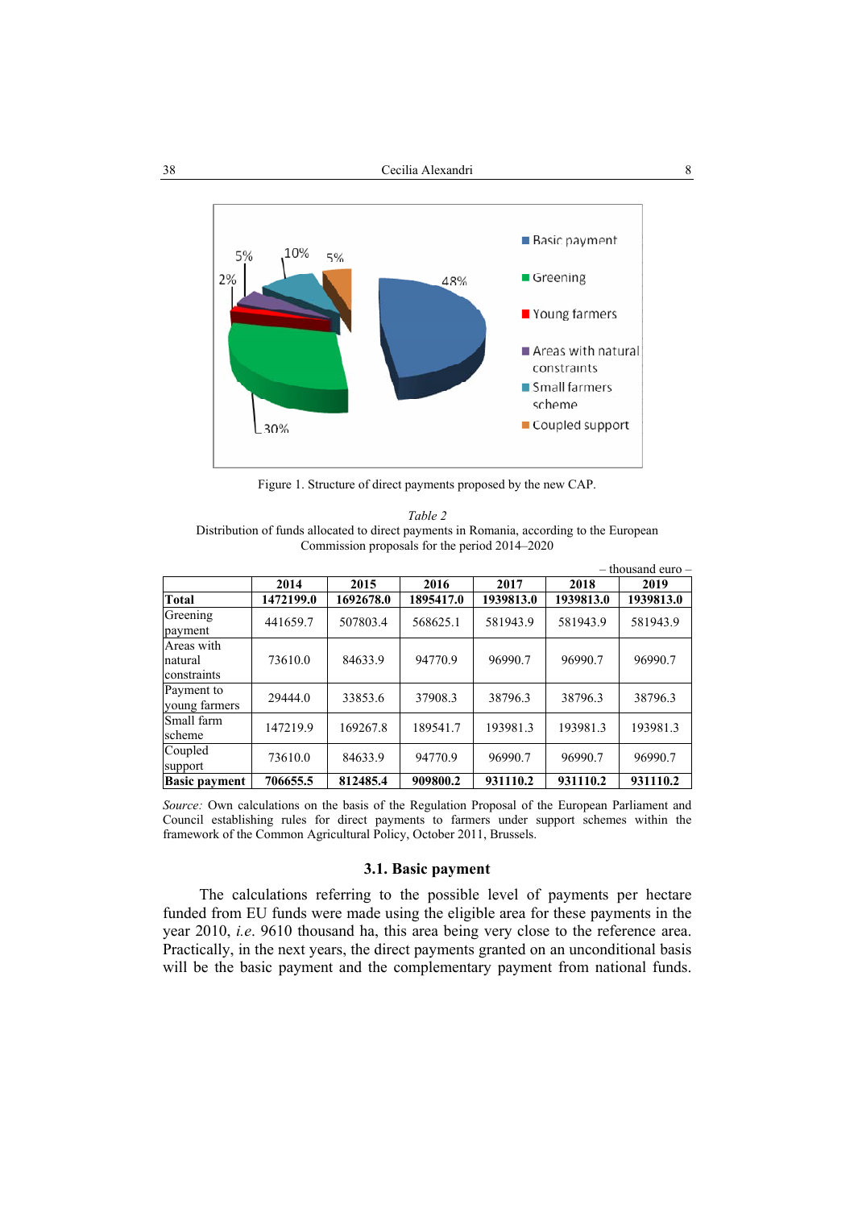Figure 1. Structure of direct payments proposed by the new CAP.

*Table 2*

Distribution of funds allocated to direct payments in Romania, according to the European Commission proposals for the period 2014–2020

– thousand euro –

| | 2014 | 2015 | 2016 | 2017 | 2018 | 2019 |
|---|---|---|---|---|---|---|
| **Total** | **1472199.0** | **1692678.0** | **1895417.0** | **1939813.0** | **1939813.0** | **1939813.0** |
| Greening payment | 441659.7 | 507803.4 | 568625.1 | 581943.9 | 581943.9 | 581943.9 |
| Areas with natural constraints | 73610.0 | 84633.9 | 94770.9 | 96990.7 | 96990.7 | 96990.7 |
| Payment to young farmers | 29444.0 | 33853.6 | 37908.3 | 38796.3 | 38796.3 | 38796.3 |
| Small farm scheme | 147219.9 | 169267.8 | 189541.7 | 193981.3 | 193981.3 | 193981.3 |
| Coupled support | 73610.0 | 84633.9 | 94770.9 | 96990.7 | 96990.7 | 96990.7 |
| **Basic payment** | **706655.5** | **812485.4** | **909800.2** | **931110.2** | **931110.2** | **931110.2** |

*Source:* Own calculations on the basis of the Regulation Proposal of the European Parliament and Council establishing rules for direct payments to farmers under support schemes within the framework of the Common Agricultural Policy, October 2011, Brussels.

### 3.1. Basic payment

The calculations referring to the possible level of payments per hectare funded from EU funds were made using the eligible area for these payments in the year 2010, *i.e.* 9610 thousand ha, this area being very close to the reference area. Practically, in the next years, the direct payments granted on an unconditional basis will be the basic payment and the complementary payment from national funds.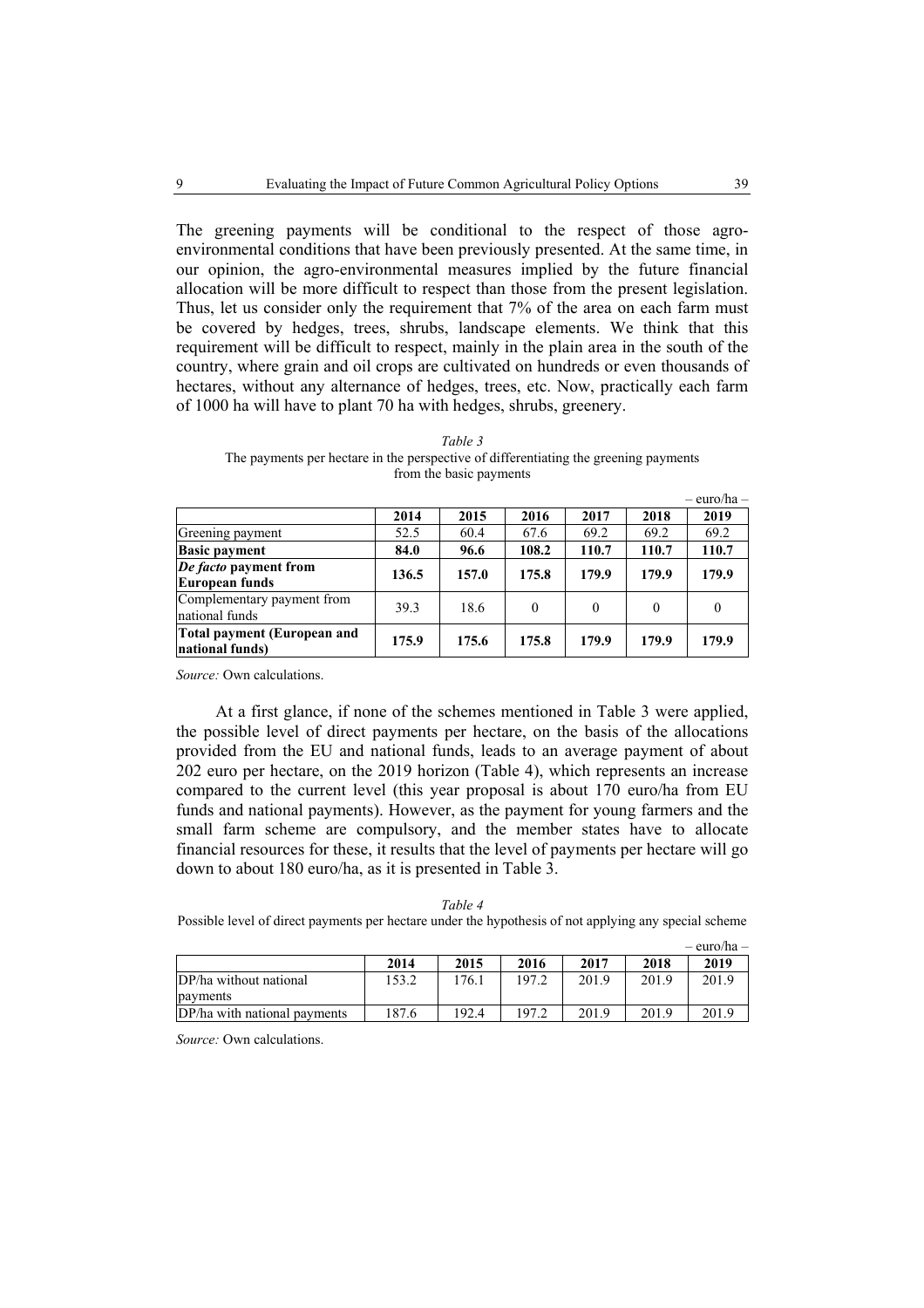The greening payments will be conditional to the respect of those agro-environmental conditions that have been previously presented. At the same time, in our opinion, the agro-environmental measures implied by the future financial allocation will be more difficult to respect than those from the present legislation. Thus, let us consider only the requirement that 7% of the area on each farm must be covered by hedges, trees, shrubs, landscape elements. We think that this requirement will be difficult to respect, mainly in the plain area in the south of the country, where grain and oil crops are cultivated on hundreds or even thousands of hectares, without any alternance of hedges, trees, etc. Now, practically each farm of 1000 ha will have to plant 70 ha with hedges, shrubs, greenery.

*Table 3*

The payments per hectare in the perspective of differentiating the greening payments from the basic payments

– euro/ha –

| | 2014 | 2015 | 2016 | 2017 | 2018 | 2019 |
|---|---|---|---|---|---|---|
| Greening payment | 52.5 | 60.4 | 67.6 | 69.2 | 69.2 | 69.2 |
| **Basic payment** | **84.0** | **96.6** | **108.2** | **110.7** | **110.7** | **110.7** |
| ***De facto* payment from European funds** | **136.5** | **157.0** | **175.8** | **179.9** | **179.9** | **179.9** |
| Complementary payment from national funds | 39.3 | 18.6 | 0 | 0 | 0 | 0 |
| **Total payment (European and national funds)** | **175.9** | **175.6** | **175.8** | **179.9** | **179.9** | **179.9** |

*Source:* Own calculations.

At a first glance, if none of the schemes mentioned in Table 3 were applied, the possible level of direct payments per hectare, on the basis of the allocations provided from the EU and national funds, leads to an average payment of about 202 euro per hectare, on the 2019 horizon (Table 4), which represents an increase compared to the current level (this year proposal is about 170 euro/ha from EU funds and national payments). However, as the payment for young farmers and the small farm scheme are compulsory, and the member states have to allocate financial resources for these, it results that the level of payments per hectare will go down to about 180 euro/ha, as it is presented in Table 3.

*Table 4*

Possible level of direct payments per hectare under the hypothesis of not applying any special scheme

– euro/ha –

| | 2014 | 2015 | 2016 | 2017 | 2018 | 2019 |
|---|---|---|---|---|---|---|
| DP/ha without national payments | 153.2 | 176.1 | 197.2 | 201.9 | 201.9 | 201.9 |
| DP/ha with national payments | 187.6 | 192.4 | 197.2 | 201.9 | 201.9 | 201.9 |

*Source:* Own calculations.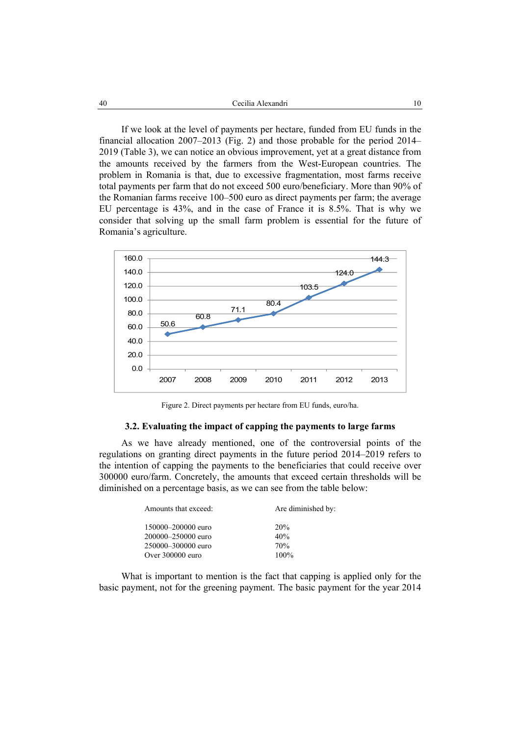If we look at the level of payments per hectare, funded from EU funds in the financial allocation 2007–2013 (Fig. 2) and those probable for the period 2014–2019 (Table 3), we can notice an obvious improvement, yet at a great distance from the amounts received by the farmers from the West-European countries. The problem in Romania is that, due to excessive fragmentation, most farms receive total payments per farm that do not exceed 500 euro/beneficiary. More than 90% of the Romanian farms receive 100–500 euro as direct payments per farm; the average EU percentage is 43%, and in the case of France it is 8.5%. That is why we consider that solving up the small farm problem is essential for the future of Romania's agriculture.

| Year | 2007 | 2008 | 2009 | 2010 | 2011 | 2012 | 2013 |
|---|---|---|---|---|---|---|---|
| euro/ha | 50.6 | 60.8 | 71.1 | 80.4 | 103.5 | 124.0 | 144.3 |

Figure 2. Direct payments per hectare from EU funds, euro/ha.

### 3.2. Evaluating the impact of capping the payments to large farms

As we have already mentioned, one of the controversial points of the regulations on granting direct payments in the future period 2014–2019 refers to the intention of capping the payments to the beneficiaries that could receive over 300000 euro/farm. Concretely, the amounts that exceed certain thresholds will be diminished on a percentage basis, as we can see from the table below:

| Amounts that exceed: | Are diminished by: |
|---|---|
| 150000–200000 euro | 20% |
| 200000–250000 euro | 40% |
| 250000–300000 euro | 70% |
| Over 300000 euro | 100% |

What is important to mention is the fact that capping is applied only for the basic payment, not for the greening payment. The basic payment for the year 2014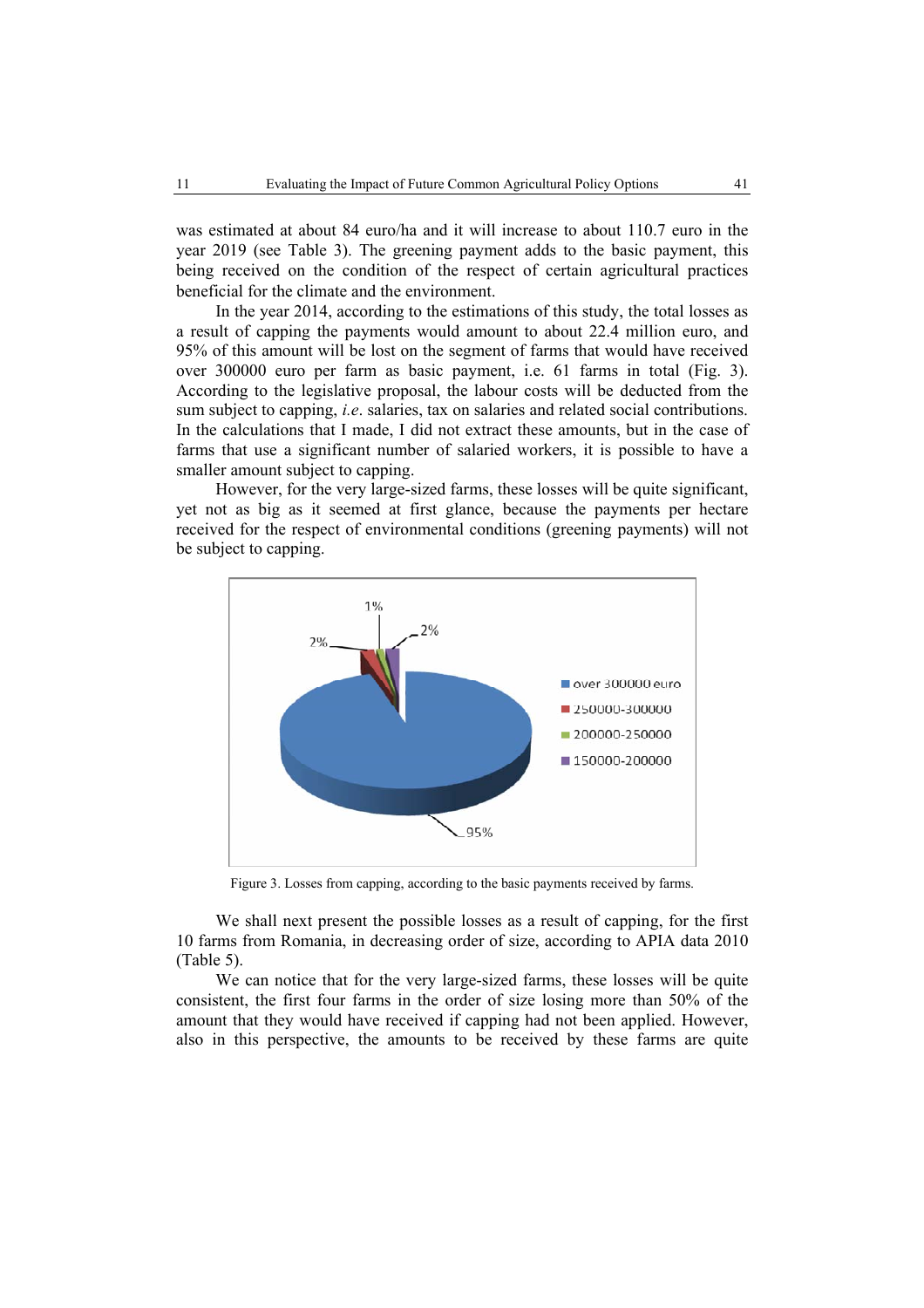was estimated at about 84 euro/ha and it will increase to about 110.7 euro in the year 2019 (see Table 3). The greening payment adds to the basic payment, this being received on the condition of the respect of certain agricultural practices beneficial for the climate and the environment.

In the year 2014, according to the estimations of this study, the total losses as a result of capping the payments would amount to about 22.4 million euro, and 95% of this amount will be lost on the segment of farms that would have received over 300000 euro per farm as basic payment, i.e. 61 farms in total (Fig. 3). According to the legislative proposal, the labour costs will be deducted from the sum subject to capping, *i.e.* salaries, tax on salaries and related social contributions. In the calculations that I made, I did not extract these amounts, but in the case of farms that use a significant number of salaried workers, it is possible to have a smaller amount subject to capping.

However, for the very large-sized farms, these losses will be quite significant, yet not as big as it seemed at first glance, because the payments per hectare received for the respect of environmental conditions (greening payments) will not be subject to capping.

Figure 3. Losses from capping, according to the basic payments received by farms.

We shall next present the possible losses as a result of capping, for the first 10 farms from Romania, in decreasing order of size, according to APIA data 2010 (Table 5).

We can notice that for the very large-sized farms, these losses will be quite consistent, the first four farms in the order of size losing more than 50% of the amount that they would have received if capping had not been applied. However, also in this perspective, the amounts to be received by these farms are quite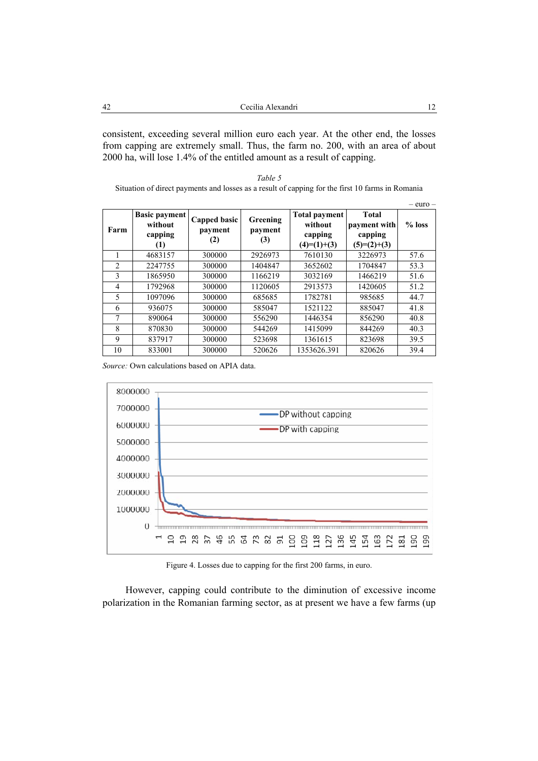consistent, exceeding several million euro each year. At the other end, the losses from capping are extremely small. Thus, the farm no. 200, with an area of about 2000 ha, will lose 1.4% of the entitled amount as a result of capping.

*Table 5*

Situation of direct payments and losses as a result of capping for the first 10 farms in Romania

– euro –

| Farm | Basic payment without capping (1) | Capped basic payment (2) | Greening payment (3) | Total payment without capping (4)=(1)+(3) | Total payment with capping (5)=(2)+(3) | % loss |
|---|---|---|---|---|---|---|
| 1 | 4683157 | 300000 | 2926973 | 7610130 | 3226973 | 57.6 |
| 2 | 2247755 | 300000 | 1404847 | 3652602 | 1704847 | 53.3 |
| 3 | 1865950 | 300000 | 1166219 | 3032169 | 1466219 | 51.6 |
| 4 | 1792968 | 300000 | 1120605 | 2913573 | 1420605 | 51.2 |
| 5 | 1097096 | 300000 | 685685 | 1782781 | 985685 | 44.7 |
| 6 | 936075 | 300000 | 585047 | 1521122 | 885047 | 41.8 |
| 7 | 890064 | 300000 | 556290 | 1446354 | 856290 | 40.8 |
| 8 | 870830 | 300000 | 544269 | 1415099 | 844269 | 40.3 |
| 9 | 837917 | 300000 | 523698 | 1361615 | 823698 | 39.5 |
| 10 | 833001 | 300000 | 520626 | 1353626.391 | 820626 | 39.4 |

*Source:* Own calculations based on APIA data.

Figure 4. Losses due to capping for the first 200 farms, in euro.

However, capping could contribute to the diminution of excessive income polarization in the Romanian farming sector, as at present we have a few farms (up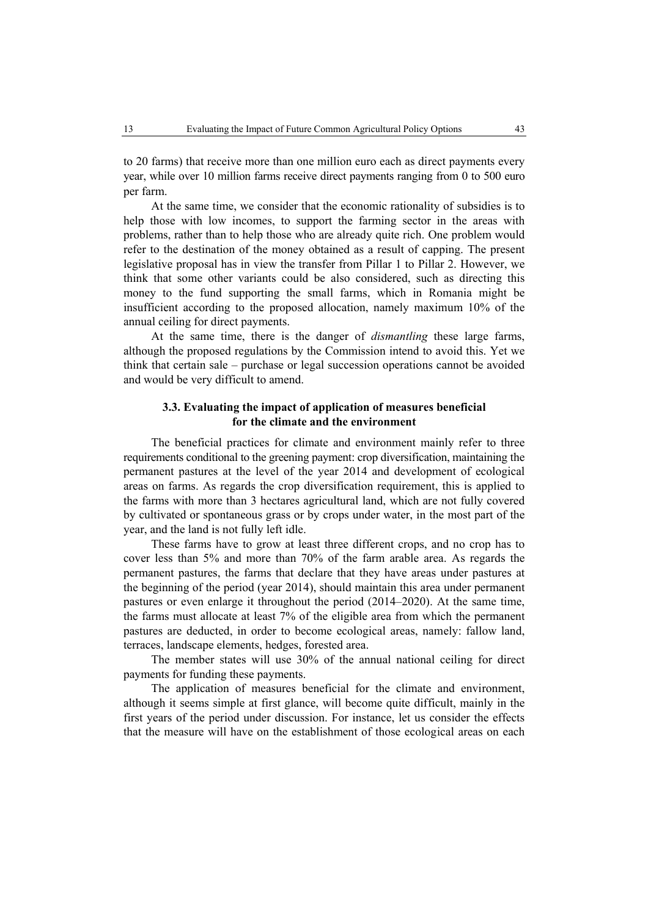to 20 farms) that receive more than one million euro each as direct payments every year, while over 10 million farms receive direct payments ranging from 0 to 500 euro per farm.

At the same time, we consider that the economic rationality of subsidies is to help those with low incomes, to support the farming sector in the areas with problems, rather than to help those who are already quite rich. One problem would refer to the destination of the money obtained as a result of capping. The present legislative proposal has in view the transfer from Pillar 1 to Pillar 2. However, we think that some other variants could be also considered, such as directing this money to the fund supporting the small farms, which in Romania might be insufficient according to the proposed allocation, namely maximum 10% of the annual ceiling for direct payments.

At the same time, there is the danger of *dismantling* these large farms, although the proposed regulations by the Commission intend to avoid this. Yet we think that certain sale – purchase or legal succession operations cannot be avoided and would be very difficult to amend.

### 3.3. Evaluating the impact of application of measures beneficial for the climate and the environment

The beneficial practices for climate and environment mainly refer to three requirements conditional to the greening payment: crop diversification, maintaining the permanent pastures at the level of the year 2014 and development of ecological areas on farms. As regards the crop diversification requirement, this is applied to the farms with more than 3 hectares agricultural land, which are not fully covered by cultivated or spontaneous grass or by crops under water, in the most part of the year, and the land is not fully left idle.

These farms have to grow at least three different crops, and no crop has to cover less than 5% and more than 70% of the farm arable area. As regards the permanent pastures, the farms that declare that they have areas under pastures at the beginning of the period (year 2014), should maintain this area under permanent pastures or even enlarge it throughout the period (2014–2020). At the same time, the farms must allocate at least 7% of the eligible area from which the permanent pastures are deducted, in order to become ecological areas, namely: fallow land, terraces, landscape elements, hedges, forested area.

The member states will use 30% of the annual national ceiling for direct payments for funding these payments.

The application of measures beneficial for the climate and environment, although it seems simple at first glance, will become quite difficult, mainly in the first years of the period under discussion. For instance, let us consider the effects that the measure will have on the establishment of those ecological areas on each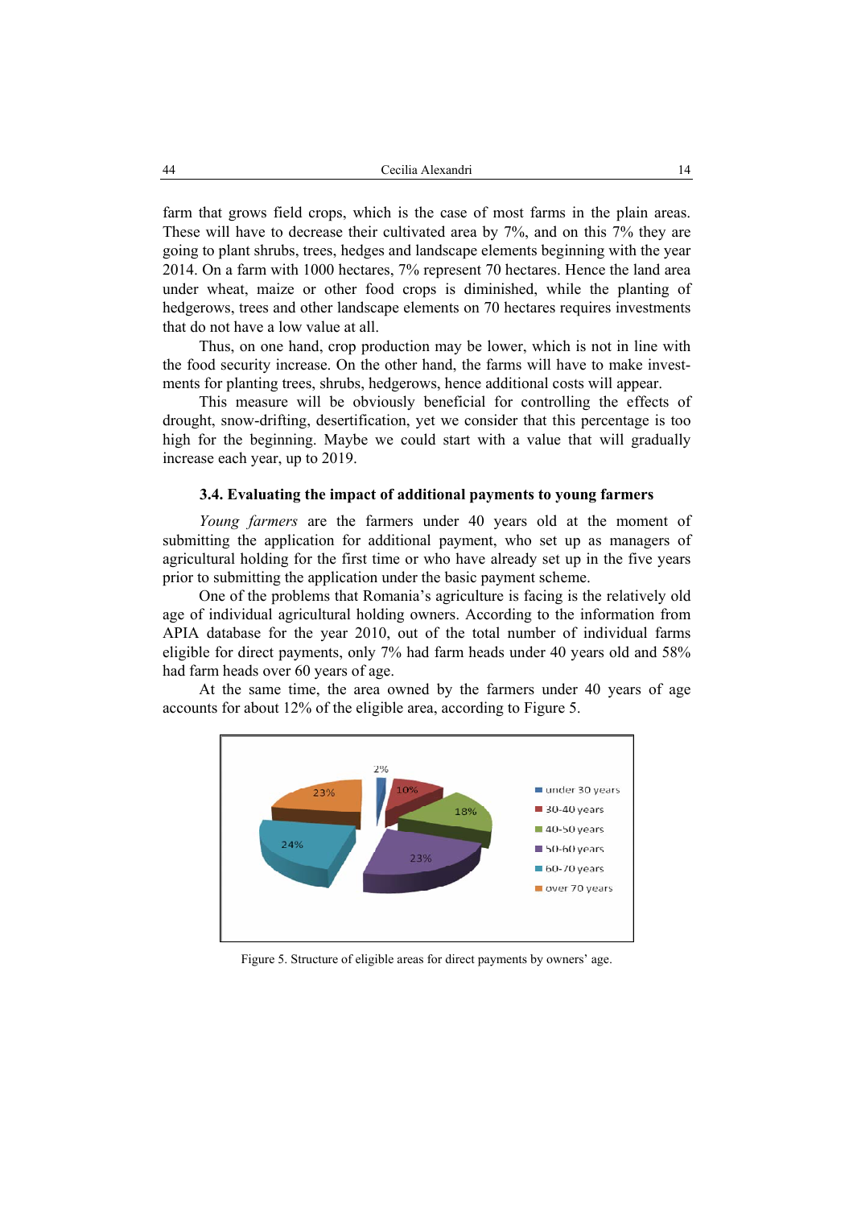farm that grows field crops, which is the case of most farms in the plain areas. These will have to decrease their cultivated area by 7%, and on this 7% they are going to plant shrubs, trees, hedges and landscape elements beginning with the year 2014. On a farm with 1000 hectares, 7% represent 70 hectares. Hence the land area under wheat, maize or other food crops is diminished, while the planting of hedgerows, trees and other landscape elements on 70 hectares requires investments that do not have a low value at all.

Thus, on one hand, crop production may be lower, which is not in line with the food security increase. On the other hand, the farms will have to make investments for planting trees, shrubs, hedgerows, hence additional costs will appear.

This measure will be obviously beneficial for controlling the effects of drought, snow-drifting, desertification, yet we consider that this percentage is too high for the beginning. Maybe we could start with a value that will gradually increase each year, up to 2019.

### 3.4. Evaluating the impact of additional payments to young farmers

*Young farmers* are the farmers under 40 years old at the moment of submitting the application for additional payment, who set up as managers of agricultural holding for the first time or who have already set up in the five years prior to submitting the application under the basic payment scheme.

One of the problems that Romania's agriculture is facing is the relatively old age of individual agricultural holding owners. According to the information from APIA database for the year 2010, out of the total number of individual farms eligible for direct payments, only 7% had farm heads under 40 years old and 58% had farm heads over 60 years of age.

At the same time, the area owned by the farmers under 40 years of age accounts for about 12% of the eligible area, according to Figure 5.

| Age group | Share |
|---|---|
| under 30 years | 2% |
| 30-40 years | 10% |
| 40-50 years | 18% |
| 50-60 years | 23% |
| 60-70 years | 24% |
| over 70 years | 23% |

Figure 5. Structure of eligible areas for direct payments by owners' age.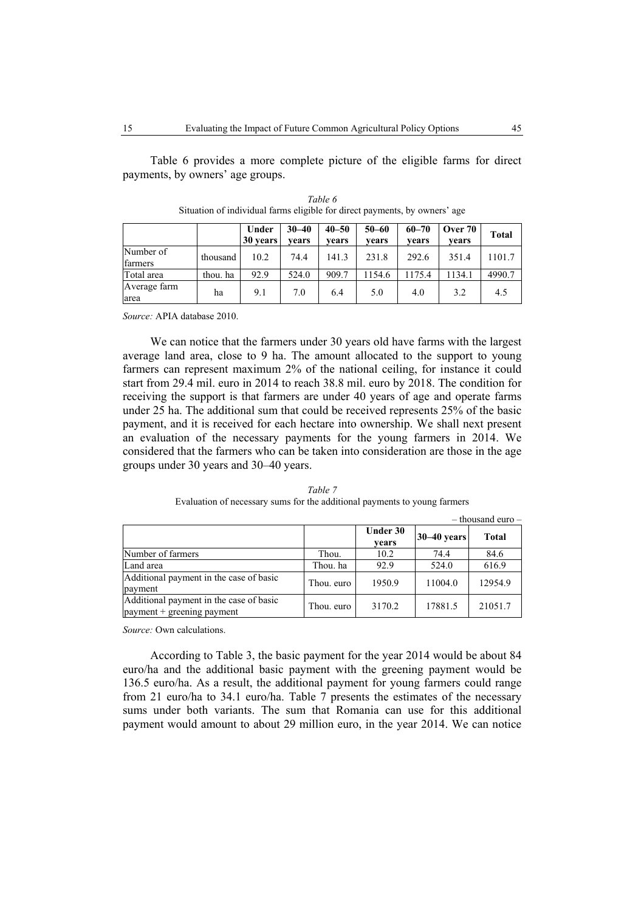Table 6 provides a more complete picture of the eligible farms for direct payments, by owners' age groups.

*Table 6*
Situation of individual farms eligible for direct payments, by owners' age

| | | Under 30 years | 30–40 years | 40–50 years | 50–60 years | 60–70 years | Over 70 years | Total |
|---|---|---|---|---|---|---|---|---|
| Number of farmers | thousand | 10.2 | 74.4 | 141.3 | 231.8 | 292.6 | 351.4 | 1101.7 |
| Total area | thou. ha | 92.9 | 524.0 | 909.7 | 1154.6 | 1175.4 | 1134.1 | 4990.7 |
| Average farm area | ha | 9.1 | 7.0 | 6.4 | 5.0 | 4.0 | 3.2 | 4.5 |

*Source:* APIA database 2010.

We can notice that the farmers under 30 years old have farms with the largest average land area, close to 9 ha. The amount allocated to the support to young farmers can represent maximum 2% of the national ceiling, for instance it could start from 29.4 mil. euro in 2014 to reach 38.8 mil. euro by 2018. The condition for receiving the support is that farmers are under 40 years of age and operate farms under 25 ha. The additional sum that could be received represents 25% of the basic payment, and it is received for each hectare into ownership. We shall next present an evaluation of the necessary payments for the young farmers in 2014. We considered that the farmers who can be taken into consideration are those in the age groups under 30 years and 30–40 years.

*Table 7*
Evaluation of necessary sums for the additional payments to young farmers

– thousand euro –

| | | Under 30 years | 30–40 years | Total |
|---|---|---|---|---|
| Number of farmers | Thou. | 10.2 | 74.4 | 84.6 |
| Land area | Thou. ha | 92.9 | 524.0 | 616.9 |
| Additional payment in the case of basic payment | Thou. euro | 1950.9 | 11004.0 | 12954.9 |
| Additional payment in the case of basic payment + greening payment | Thou. euro | 3170.2 | 17881.5 | 21051.7 |

*Source:* Own calculations.

According to Table 3, the basic payment for the year 2014 would be about 84 euro/ha and the additional basic payment with the greening payment would be 136.5 euro/ha. As a result, the additional payment for young farmers could range from 21 euro/ha to 34.1 euro/ha. Table 7 presents the estimates of the necessary sums under both variants. The sum that Romania can use for this additional payment would amount to about 29 million euro, in the year 2014. We can notice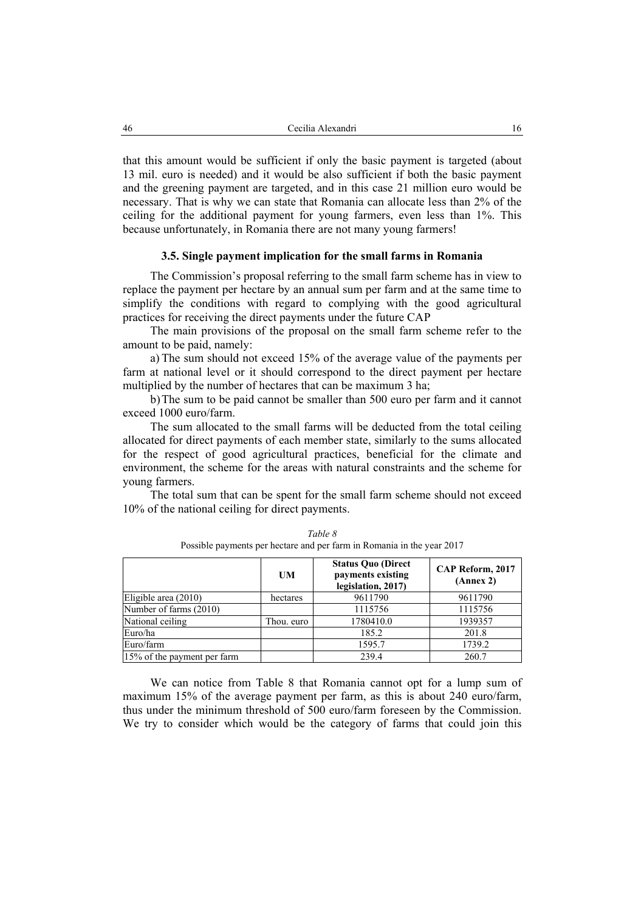that this amount would be sufficient if only the basic payment is targeted (about 13 mil. euro is needed) and it would be also sufficient if both the basic payment and the greening payment are targeted, and in this case 21 million euro would be necessary. That is why we can state that Romania can allocate less than 2% of the ceiling for the additional payment for young farmers, even less than 1%. This because unfortunately, in Romania there are not many young farmers!

### 3.5. Single payment implication for the small farms in Romania

The Commission's proposal referring to the small farm scheme has in view to replace the payment per hectare by an annual sum per farm and at the same time to simplify the conditions with regard to complying with the good agricultural practices for receiving the direct payments under the future CAP

The main provisions of the proposal on the small farm scheme refer to the amount to be paid, namely:

a) The sum should not exceed 15% of the average value of the payments per farm at national level or it should correspond to the direct payment per hectare multiplied by the number of hectares that can be maximum 3 ha;

b) The sum to be paid cannot be smaller than 500 euro per farm and it cannot exceed 1000 euro/farm.

The sum allocated to the small farms will be deducted from the total ceiling allocated for direct payments of each member state, similarly to the sums allocated for the respect of good agricultural practices, beneficial for the climate and environment, the scheme for the areas with natural constraints and the scheme for young farmers.

The total sum that can be spent for the small farm scheme should not exceed 10% of the national ceiling for direct payments.

*Table 8*
Possible payments per hectare and per farm in Romania in the year 2017

| | UM | Status Quo (Direct payments existing legislation, 2017) | CAP Reform, 2017 (Annex 2) |
|---|---|---|---|
| Eligible area (2010) | hectares | 9611790 | 9611790 |
| Number of farms (2010) | | 1115756 | 1115756 |
| National ceiling | Thou. euro | 1780410.0 | 1939357 |
| Euro/ha | | 185.2 | 201.8 |
| Euro/farm | | 1595.7 | 1739.2 |
| 15% of the payment per farm | | 239.4 | 260.7 |

We can notice from Table 8 that Romania cannot opt for a lump sum of maximum 15% of the average payment per farm, as this is about 240 euro/farm, thus under the minimum threshold of 500 euro/farm foreseen by the Commission. We try to consider which would be the category of farms that could join this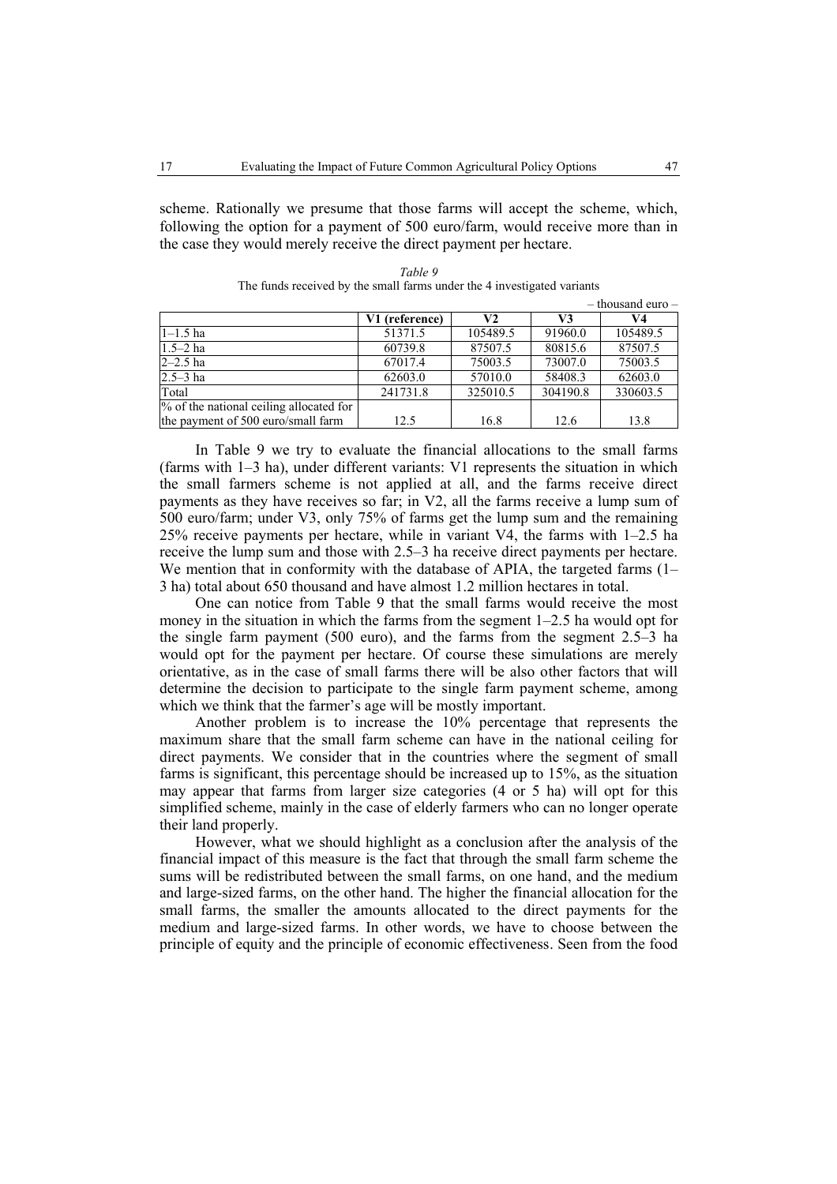scheme. Rationally we presume that those farms will accept the scheme, which, following the option for a payment of 500 euro/farm, would receive more than in the case they would merely receive the direct payment per hectare.

*Table 9*

The funds received by the small farms under the 4 investigated variants

– thousand euro –

| | V1 (reference) | V2 | V3 | V4 |
|---|---|---|---|---|
| 1–1.5 ha | 51371.5 | 105489.5 | 91960.0 | 105489.5 |
| 1.5–2 ha | 60739.8 | 87507.5 | 80815.6 | 87507.5 |
| 2–2.5 ha | 67017.4 | 75003.5 | 73007.0 | 75003.5 |
| 2.5–3 ha | 62603.0 | 57010.0 | 58408.3 | 62603.0 |
| Total | 241731.8 | 325010.5 | 304190.8 | 330603.5 |
| % of the national ceiling allocated for the payment of 500 euro/small farm | 12.5 | 16.8 | 12.6 | 13.8 |

In Table 9 we try to evaluate the financial allocations to the small farms (farms with 1–3 ha), under different variants: V1 represents the situation in which the small farmers scheme is not applied at all, and the farms receive direct payments as they have receives so far; in V2, all the farms receive a lump sum of 500 euro/farm; under V3, only 75% of farms get the lump sum and the remaining 25% receive payments per hectare, while in variant V4, the farms with 1–2.5 ha receive the lump sum and those with 2.5–3 ha receive direct payments per hectare. We mention that in conformity with the database of APIA, the targeted farms (1–3 ha) total about 650 thousand and have almost 1.2 million hectares in total.

One can notice from Table 9 that the small farms would receive the most money in the situation in which the farms from the segment 1–2.5 ha would opt for the single farm payment (500 euro), and the farms from the segment 2.5–3 ha would opt for the payment per hectare. Of course these simulations are merely orientative, as in the case of small farms there will be also other factors that will determine the decision to participate to the single farm payment scheme, among which we think that the farmer's age will be mostly important.

Another problem is to increase the 10% percentage that represents the maximum share that the small farm scheme can have in the national ceiling for direct payments. We consider that in the countries where the segment of small farms is significant, this percentage should be increased up to 15%, as the situation may appear that farms from larger size categories (4 or 5 ha) will opt for this simplified scheme, mainly in the case of elderly farmers who can no longer operate their land properly.

However, what we should highlight as a conclusion after the analysis of the financial impact of this measure is the fact that through the small farm scheme the sums will be redistributed between the small farms, on one hand, and the medium and large-sized farms, on the other hand. The higher the financial allocation for the small farms, the smaller the amounts allocated to the direct payments for the medium and large-sized farms. In other words, we have to choose between the principle of equity and the principle of economic effectiveness. Seen from the food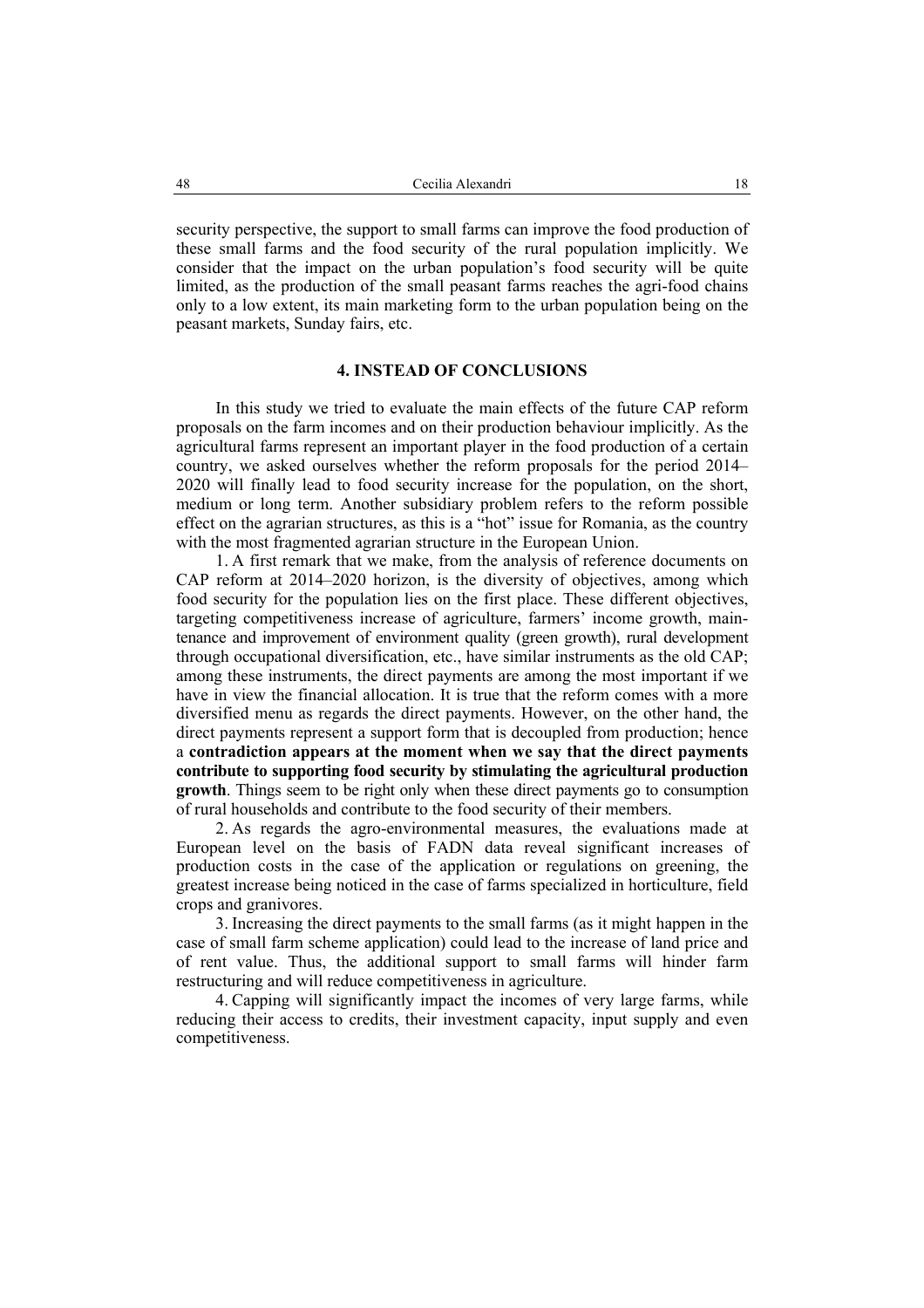security perspective, the support to small farms can improve the food production of these small farms and the food security of the rural population implicitly. We consider that the impact on the urban population's food security will be quite limited, as the production of the small peasant farms reaches the agri-food chains only to a low extent, its main marketing form to the urban population being on the peasant markets, Sunday fairs, etc.

## 4. INSTEAD OF CONCLUSIONS

In this study we tried to evaluate the main effects of the future CAP reform proposals on the farm incomes and on their production behaviour implicitly. As the agricultural farms represent an important player in the food production of a certain country, we asked ourselves whether the reform proposals for the period 2014–2020 will finally lead to food security increase for the population, on the short, medium or long term. Another subsidiary problem refers to the reform possible effect on the agrarian structures, as this is a "hot" issue for Romania, as the country with the most fragmented agrarian structure in the European Union.

1. A first remark that we make, from the analysis of reference documents on CAP reform at 2014–2020 horizon, is the diversity of objectives, among which food security for the population lies on the first place. These different objectives, targeting competitiveness increase of agriculture, farmers' income growth, maintenance and improvement of environment quality (green growth), rural development through occupational diversification, etc., have similar instruments as the old CAP; among these instruments, the direct payments are among the most important if we have in view the financial allocation. It is true that the reform comes with a more diversified menu as regards the direct payments. However, on the other hand, the direct payments represent a support form that is decoupled from production; hence a **contradiction appears at the moment when we say that the direct payments contribute to supporting food security by stimulating the agricultural production growth**. Things seem to be right only when these direct payments go to consumption of rural households and contribute to the food security of their members.

2. As regards the agro-environmental measures, the evaluations made at European level on the basis of FADN data reveal significant increases of production costs in the case of the application or regulations on greening, the greatest increase being noticed in the case of farms specialized in horticulture, field crops and granivores.

3. Increasing the direct payments to the small farms (as it might happen in the case of small farm scheme application) could lead to the increase of land price and of rent value. Thus, the additional support to small farms will hinder farm restructuring and will reduce competitiveness in agriculture.

4. Capping will significantly impact the incomes of very large farms, while reducing their access to credits, their investment capacity, input supply and even competitiveness.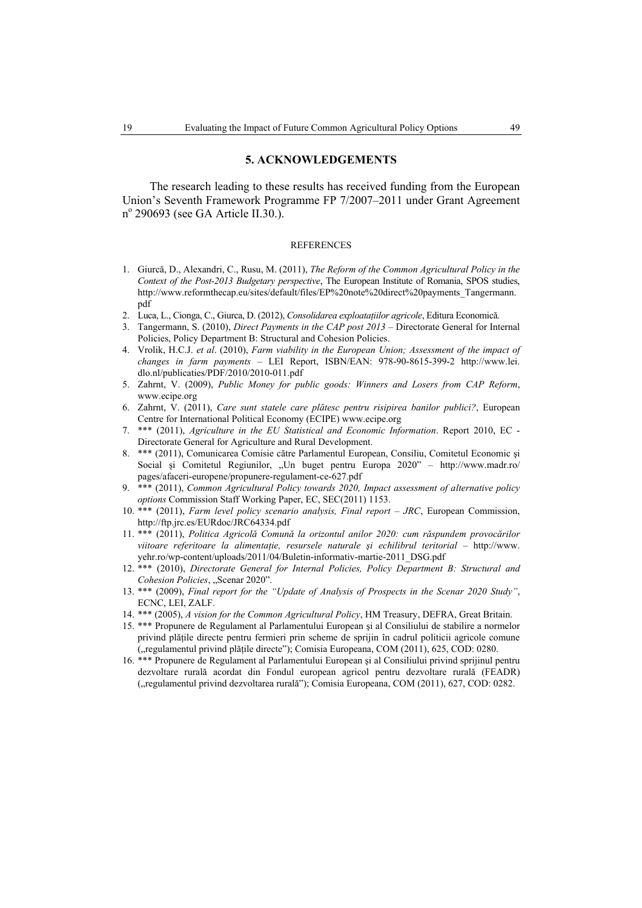## 5. ACKNOWLEDGEMENTS

The research leading to these results has received funding from the European Union's Seventh Framework Programme FP 7/2007–2011 under Grant Agreement n° 290693 (see GA Article II.30.).

### REFERENCES

1. Giurcă, D., Alexandri, C., Rusu, M. (2011), *The Reform of the Common Agricultural Policy in the Context of the Post-2013 Budgetary perspective*, The European Institute of Romania, SPOS studies, http://www.reformthecap.eu/sites/default/files/EP%20note%20direct%20payments_Tangermann.pdf
2. Luca, L., Cionga, C., Giurca, D. (2012), *Consolidarea exploatațiilor agricole*, Editura Economică.
3. Tangermann, S. (2010), *Direct Payments in the CAP post 2013* – Directorate General for Internal Policies, Policy Department B: Structural and Cohesion Policies.
4. Vrolik, H.C.J. *et al*. (2010), *Farm viability in the European Union; Assessment of the impact of changes in farm payments* – LEI Report, ISBN/EAN: 978-90-8615-399-2 http://www.lei.dlo.nl/publicaties/PDF/2010/2010-011.pdf
5. Zahrnt, V. (2009), *Public Money for public goods: Winners and Losers from CAP Reform*, www.ecipe.org
6. Zahrnt, V. (2011), *Care sunt statele care plătesc pentru risipirea banilor publici?*, European Centre for International Political Economy (ECIPE) www.ecipe.org
7. *** (2011), *Agriculture in the EU Statistical and Economic Information*. Report 2010, EC - Directorate General for Agriculture and Rural Development.
8. *** (2011), Comunicarea Comisie către Parlamentul European, Consiliu, Comitetul Economic şi Social şi Comitetul Regiunilor, „Un buget pentru Europa 2020" – http://www.madr.ro/pages/afaceri-europene/propunere-regulament-ce-627.pdf
9. *** (2011), *Common Agricultural Policy towards 2020, Impact assessment of alternative policy options* Commission Staff Working Paper, EC, SEC(2011) 1153.
10. *** (2011), *Farm level policy scenario analysis, Final report – JRC*, European Commission, http://ftp.jrc.es/EURdoc/JRC64334.pdf
11. *** (2011), *Politica Agricolă Comună la orizontul anilor 2020: cum răspundem provocărilor viitoare referitoare la alimentație, resursele naturale şi echilibrul teritorial* – http://www.yehr.ro/wp-content/uploads/2011/04/Buletin-informativ-martie-2011_DSG.pdf
12. *** (2010), *Directorate General for Internal Policies, Policy Department B: Structural and Cohesion Policies*, „Scenar 2020".
13. *** (2009), *Final report for the "Update of Analysis of Prospects in the Scenar 2020 Study"*, ECNC, LEI, ZALF.
14. *** (2005), *A vision for the Common Agricultural Policy*, HM Treasury, DEFRA, Great Britain.
15. *** Propunere de Regulament al Parlamentului European şi al Consiliului de stabilire a normelor privind plățile directe pentru fermieri prin scheme de sprijin în cadrul politicii agricole comune („regulamentul privind plățile directe"); Comisia Europeana, COM (2011), 625, COD: 0280.
16. *** Propunere de Regulament al Parlamentului European şi al Consiliului privind sprijinul pentru dezvoltare rurală acordat din Fondul european agricol pentru dezvoltare rurală (FEADR) („regulamentul privind dezvoltarea rurală"); Comisia Europeana, COM (2011), 627, COD: 0282.